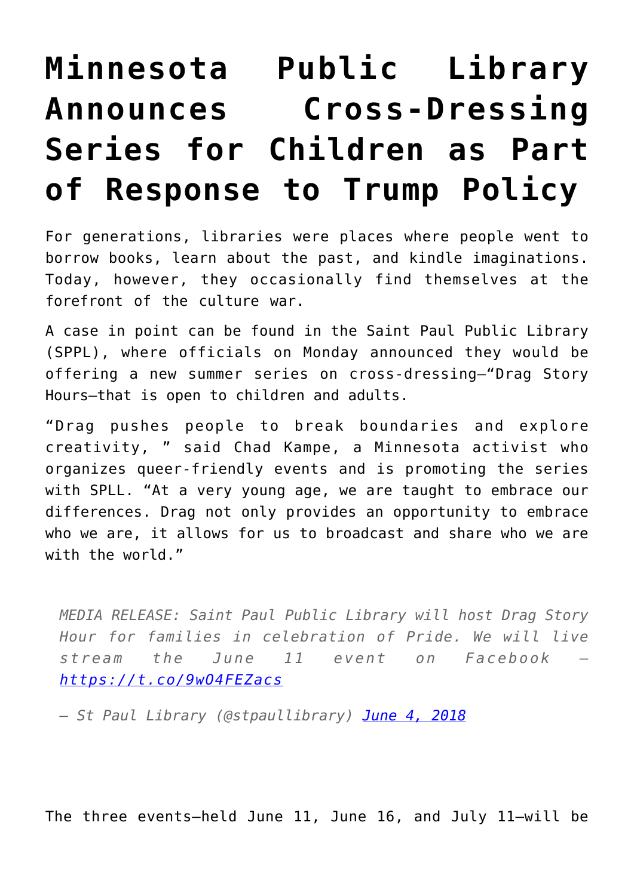# Minnesota Public Library Announces Cross-Dressing Series for Children as Part of Response to Trump Policy

For generations, libraries were places where people went to borrow books, learn about the past, and kindle imaginations. Today, however, they occasionally find themselves at the forefront of the culture war.

A case in point can be found in the Saint Paul Public Library (SPPL), where officials on Monday announced they would be offering a new summer series on cross-dressing—"Drag Story Hours—that is open to children and adults.

"Drag pushes people to break boundaries and explore creativity, " said Chad Kampe, a Minnesota activist who organizes queer-friendly events and is promoting the series with SPLL. "At a very young age, we are taught to embrace our differences. Drag not only provides an opportunity to embrace who we are, it allows for us to broadcast and share who we are with the world."

> *MEDIA RELEASE: Saint Paul Public Library will host Drag Story Hour for families in celebration of Pride. We will live stream the June 11 event on Facebook – [https://t.co/9wO4FEZacs](https://t.co/9wO4FEZacs)*
>
> *— St Paul Library (@stpaullibrary) [June 4, 2018](June 4, 2018)*

The three events—held June 11, June 16, and July 11—will be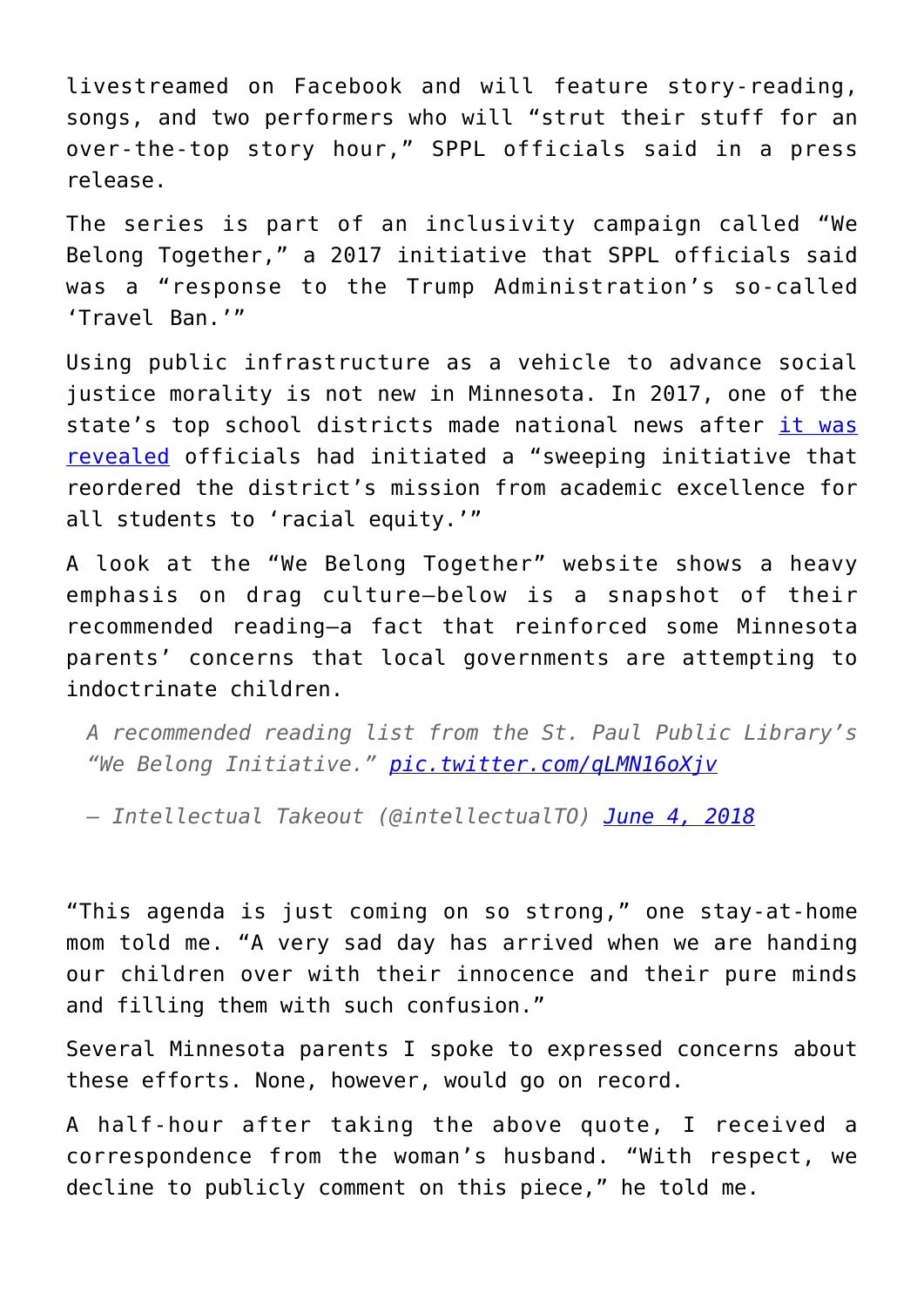livestreamed on Facebook and will feature story-reading, songs, and two performers who will "strut their stuff for an over-the-top story hour," SPPL officials said in a press release.

The series is part of an inclusivity campaign called "We Belong Together," a 2017 initiative that SPPL officials said was a "response to the Trump Administration's so-called 'Travel Ban.'"

Using public infrastructure as a vehicle to advance social justice morality is not new in Minnesota. In 2017, one of the state's top school districts made national news after [it was revealed]() officials had initiated a "sweeping initiative that reordered the district's mission from academic excellence for all students to 'racial equity.'"

A look at the "We Belong Together" website shows a heavy emphasis on drag culture—below is a snapshot of their recommended reading—a fact that reinforced some Minnesota parents' concerns that local governments are attempting to indoctrinate children.

> *A recommended reading list from the St. Paul Public Library's "We Belong Initiative."* [*pic.twitter.com/qLMN16oXjv*]()
>
> *— Intellectual Takeout (@intellectualTO)* [*June 4, 2018*]()

"This agenda is just coming on so strong," one stay-at-home mom told me. "A very sad day has arrived when we are handing our children over with their innocence and their pure minds and filling them with such confusion."

Several Minnesota parents I spoke to expressed concerns about these efforts. None, however, would go on record.

A half-hour after taking the above quote, I received a correspondence from the woman's husband. "With respect, we decline to publicly comment on this piece," he told me.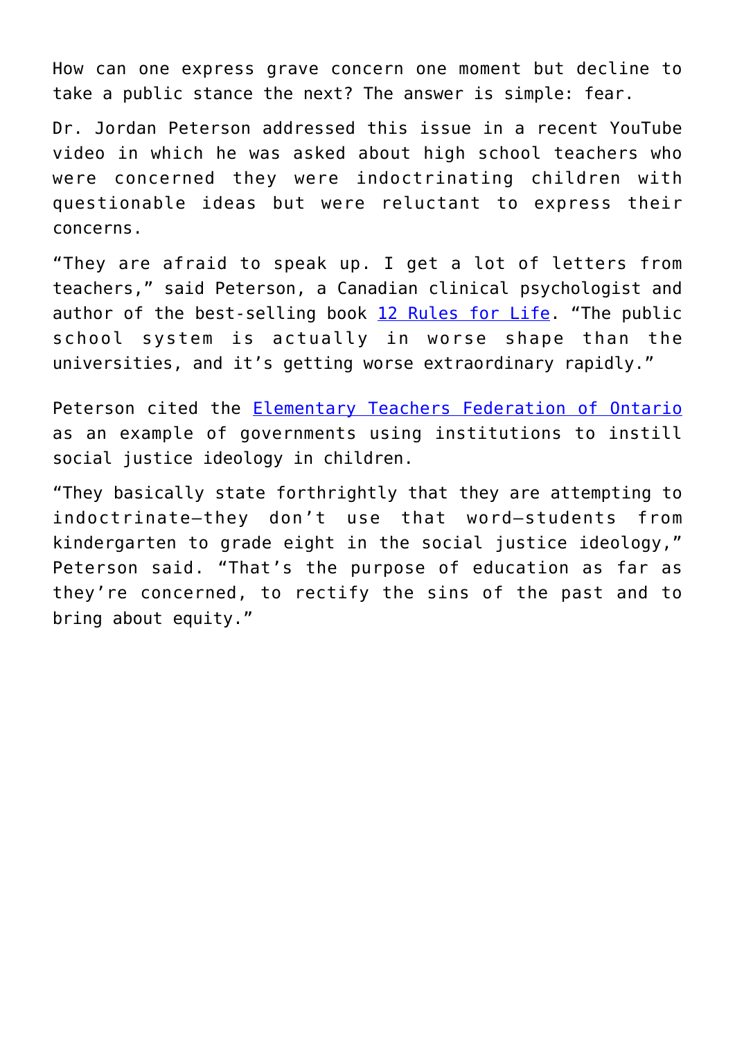How can one express grave concern one moment but decline to take a public stance the next? The answer is simple: fear.

Dr. Jordan Peterson addressed this issue in a recent YouTube video in which he was asked about high school teachers who were concerned they were indoctrinating children with questionable ideas but were reluctant to express their concerns.

"They are afraid to speak up. I get a lot of letters from teachers," said Peterson, a Canadian clinical psychologist and author of the best-selling book [12 Rules for Life](). "The public school system is actually in worse shape than the universities, and it's getting worse extraordinary rapidly."

Peterson cited the [Elementary Teachers Federation of Ontario]() as an example of governments using institutions to instill social justice ideology in children.

"They basically state forthrightly that they are attempting to indoctrinate—they don't use that word—students from kindergarten to grade eight in the social justice ideology," Peterson said. "That's the purpose of education as far as they're concerned, to rectify the sins of the past and to bring about equity."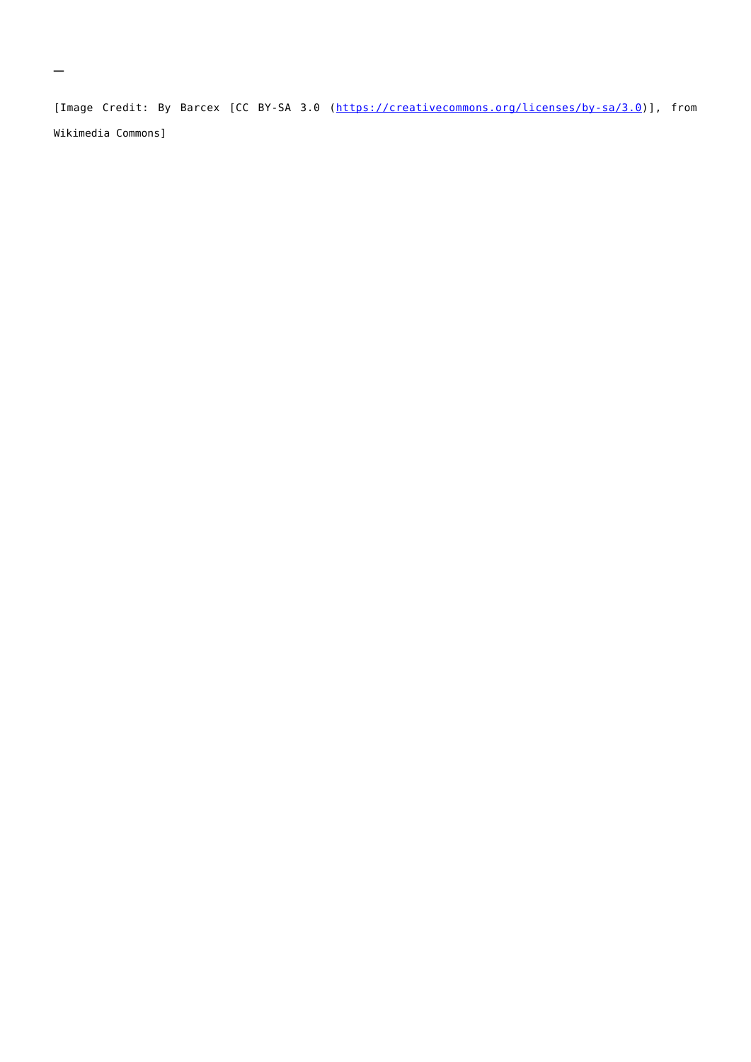—

[Image Credit: By Barcex [CC BY-SA 3.0 (https://creativecommons.org/licenses/by-sa/3.0)], from Wikimedia Commons]